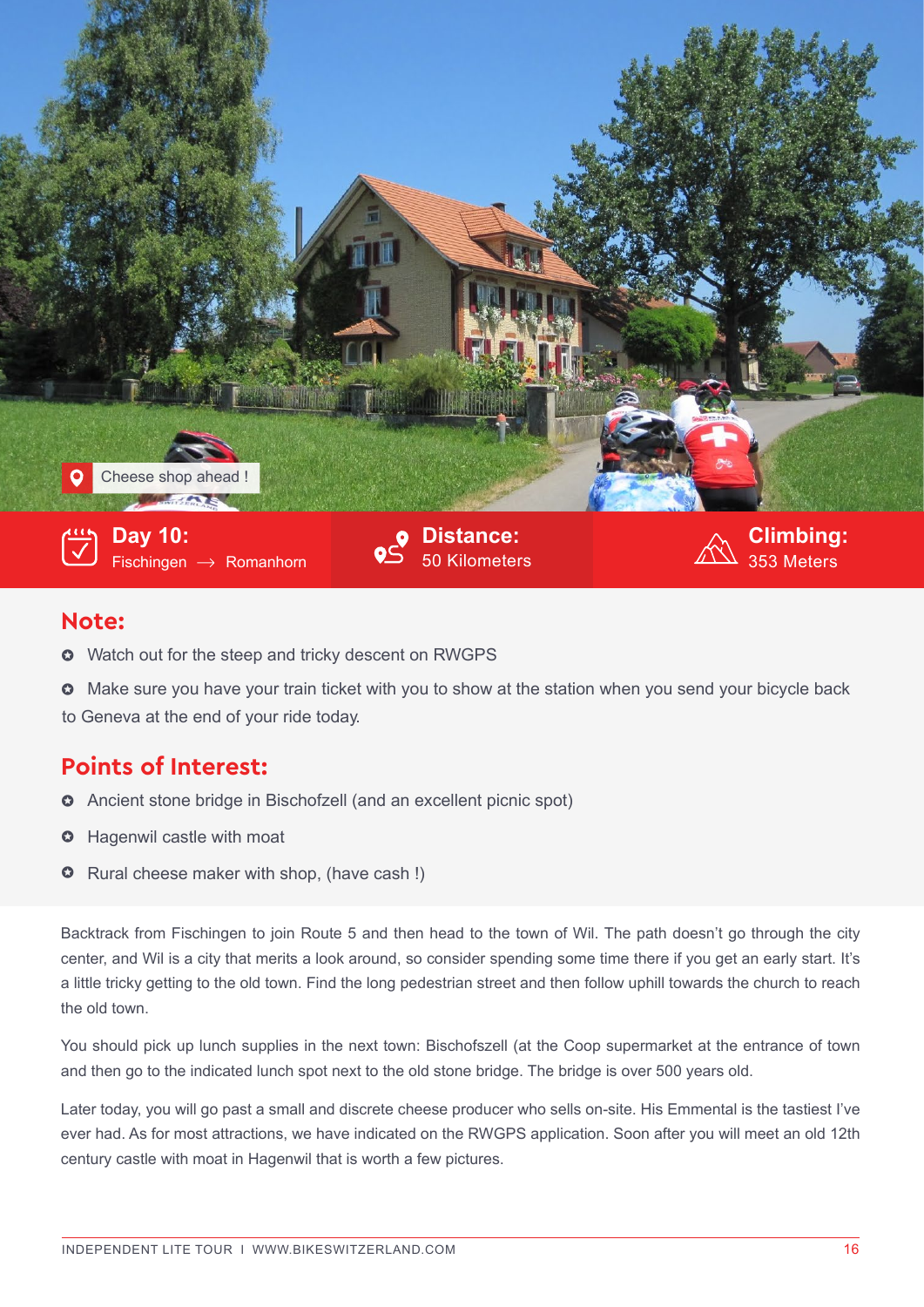Cheese shop ahead !

**Day 10:** Fischingen ⟶ Romanhorn

**Distance:** 50 Kilometers

**Climbing:** 353 Meters

## Note:

- Watch out for the steep and tricky descent on RWGPS
- Make sure you have your train ticket with you to show at the station when you send your bicycle back to Geneva at the end of your ride today.

## Points of Interest:

- Ancient stone bridge in Bischofzell (and an excellent picnic spot)
- Hagenwil castle with moat
- Rural cheese maker with shop, (have cash !)

Backtrack from Fischingen to join Route 5 and then head to the town of Wil. The path doesn't go through the city center, and Wil is a city that merits a look around, so consider spending some time there if you get an early start. It's a little tricky getting to the old town. Find the long pedestrian street and then follow uphill towards the church to reach the old town.

You should pick up lunch supplies in the next town: Bischofszell (at the Coop supermarket at the entrance of town and then go to the indicated lunch spot next to the old stone bridge. The bridge is over 500 years old.

Later today, you will go past a small and discrete cheese producer who sells on-site. His Emmental is the tastiest I've ever had. As for most attractions, we have indicated on the RWGPS application. Soon after you will meet an old 12th century castle with moat in Hagenwil that is worth a few pictures.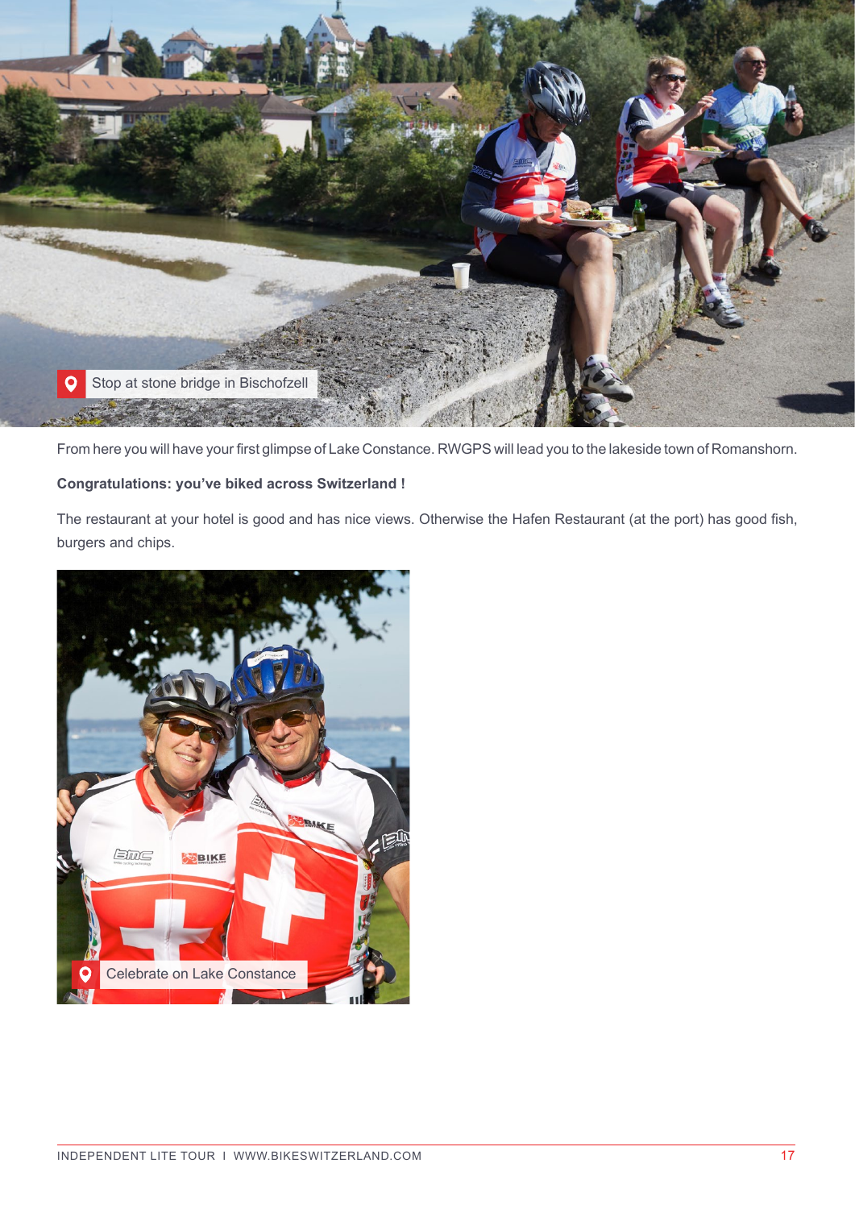Stop at stone bridge in Bischofzell

From here you will have your first glimpse of Lake Constance. RWGPS will lead you to the lakeside town of Romanshorn.

**Congratulations: you've biked across Switzerland !**

The restaurant at your hotel is good and has nice views. Otherwise the Hafen Restaurant (at the port) has good fish, burgers and chips.

Celebrate on Lake Constance